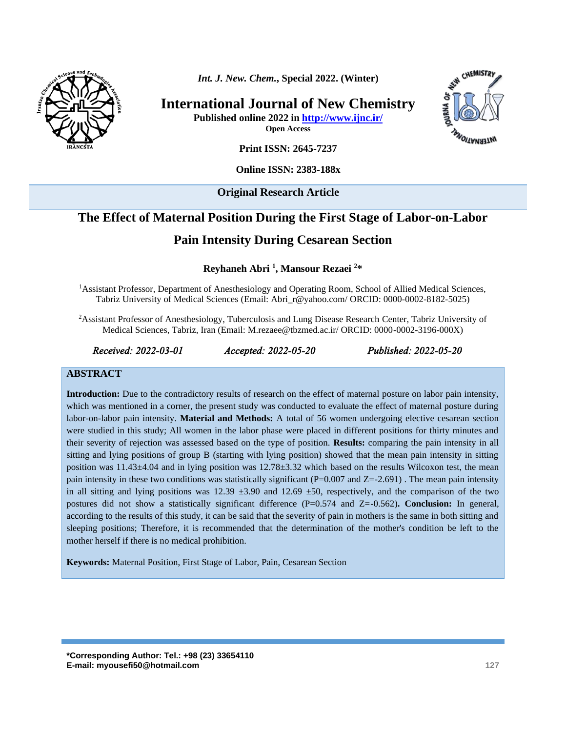**Original Research Article**

# The Effect of Maternal Position During the First Stage of Labor-on-Labor Pain Intensity During Cesarean Section

**Reyhaneh Abri [1], Mansour Rezaei [2]\***

[1]Assistant Professor, Department of Anesthesiology and Operating Room, School of Allied Medical Sciences, Tabriz University of Medical Sciences (Email: Abri_r@yahoo.com/ ORCID: 0000-0002-8182-5025)

[2]Assistant Professor of Anesthesiology, Tuberculosis and Lung Disease Research Center, Tabriz University of Medical Sciences, Tabriz, Iran (Email: M.rezaee@tbzmed.ac.ir/ ORCID: 0000-0002-3196-000X)

*Received: 2022-03-01* *Accepted: 2022-05-20* *Published: 2022-05-20*

## ABSTRACT

**Introduction:** Due to the contradictory results of research on the effect of maternal posture on labor pain intensity, which was mentioned in a corner, the present study was conducted to evaluate the effect of maternal posture during labor-on-labor pain intensity. **Material and Methods:** A total of 56 women undergoing elective cesarean section were studied in this study; All women in the labor phase were placed in different positions for thirty minutes and their severity of rejection was assessed based on the type of position. **Results:** comparing the pain intensity in all sitting and lying positions of group B (starting with lying position) showed that the mean pain intensity in sitting position was 11.43±4.04 and in lying position was 12.78±3.32 which based on the results Wilcoxon test, the mean pain intensity in these two conditions was statistically significant (P=0.007 and Z=-2.691) . The mean pain intensity in all sitting and lying positions was 12.39 ±3.90 and 12.69 ±50, respectively, and the comparison of the two postures did not show a statistically significant difference (P=0.574 and Z=-0.562)**. Conclusion:** In general, according to the results of this study, it can be said that the severity of pain in mothers is the same in both sitting and sleeping positions; Therefore, it is recommended that the determination of the mother's condition be left to the mother herself if there is no medical prohibition.

**Keywords:** Maternal Position, First Stage of Labor, Pain, Cesarean Section

**\*Corresponding Author: Tel.: +98 (23) 33654110**
**E-mail: myousefi50@hotmail.com**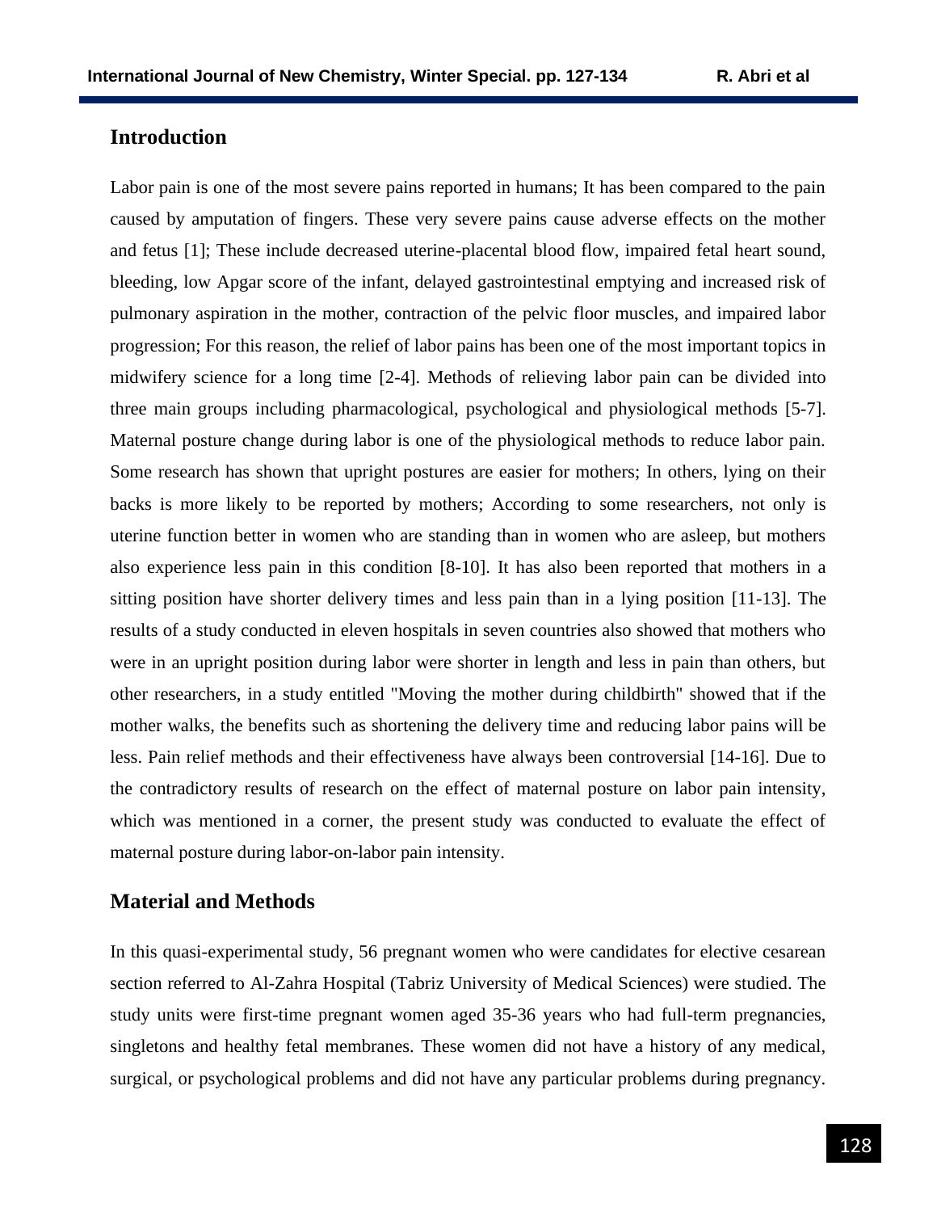## Introduction

Labor pain is one of the most severe pains reported in humans; It has been compared to the pain caused by amputation of fingers. These very severe pains cause adverse effects on the mother and fetus [1]; These include decreased uterine-placental blood flow, impaired fetal heart sound, bleeding, low Apgar score of the infant, delayed gastrointestinal emptying and increased risk of pulmonary aspiration in the mother, contraction of the pelvic floor muscles, and impaired labor progression; For this reason, the relief of labor pains has been one of the most important topics in midwifery science for a long time [2-4]. Methods of relieving labor pain can be divided into three main groups including pharmacological, psychological and physiological methods [5-7]. Maternal posture change during labor is one of the physiological methods to reduce labor pain. Some research has shown that upright postures are easier for mothers; In others, lying on their backs is more likely to be reported by mothers; According to some researchers, not only is uterine function better in women who are standing than in women who are asleep, but mothers also experience less pain in this condition [8-10]. It has also been reported that mothers in a sitting position have shorter delivery times and less pain than in a lying position [11-13]. The results of a study conducted in eleven hospitals in seven countries also showed that mothers who were in an upright position during labor were shorter in length and less in pain than others, but other researchers, in a study entitled "Moving the mother during childbirth" showed that if the mother walks, the benefits such as shortening the delivery time and reducing labor pains will be less. Pain relief methods and their effectiveness have always been controversial [14-16]. Due to the contradictory results of research on the effect of maternal posture on labor pain intensity, which was mentioned in a corner, the present study was conducted to evaluate the effect of maternal posture during labor-on-labor pain intensity.

## Material and Methods

In this quasi-experimental study, 56 pregnant women who were candidates for elective cesarean section referred to Al-Zahra Hospital (Tabriz University of Medical Sciences) were studied. The study units were first-time pregnant women aged 35-36 years who had full-term pregnancies, singletons and healthy fetal membranes. These women did not have a history of any medical, surgical, or psychological problems and did not have any particular problems during pregnancy.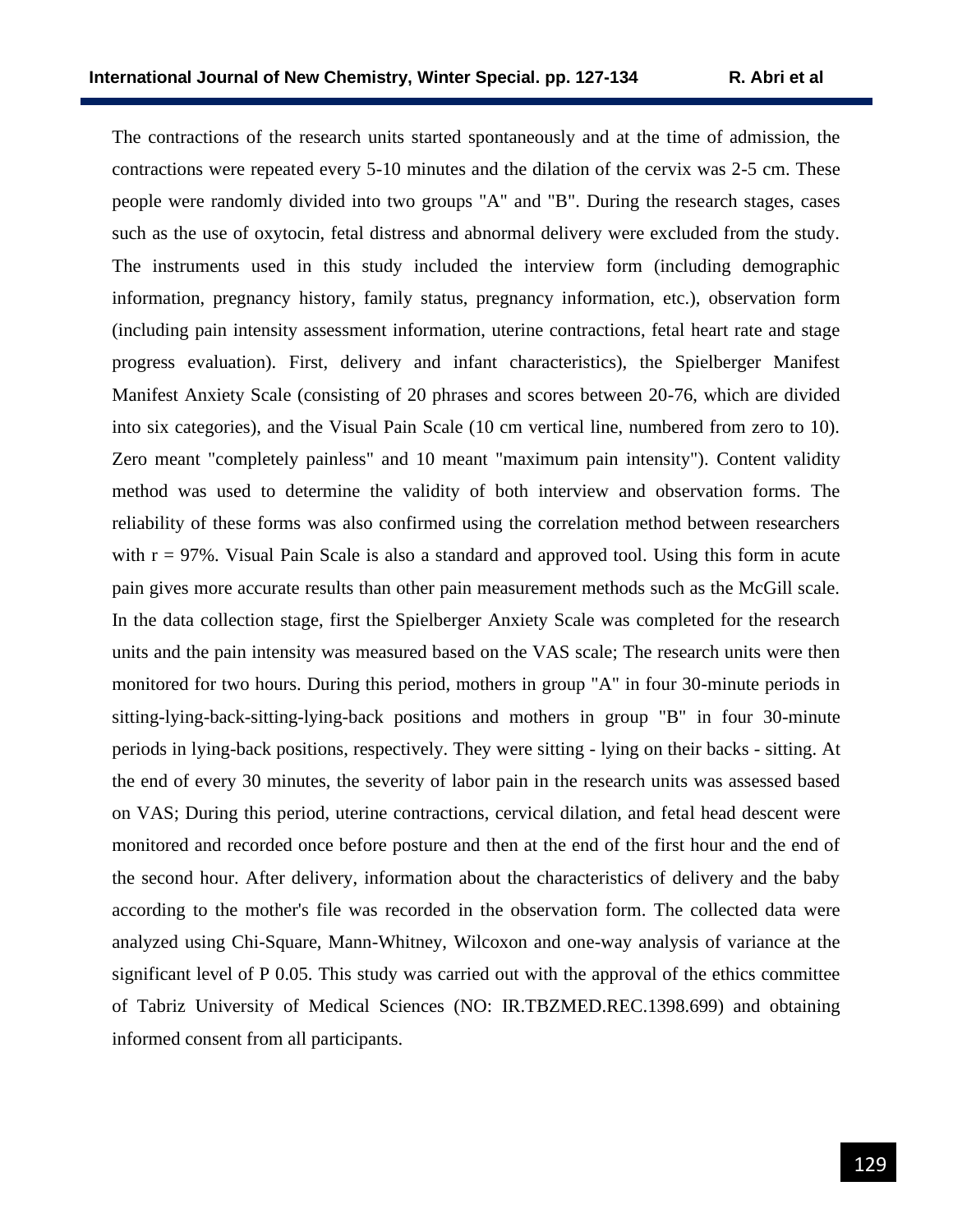The contractions of the research units started spontaneously and at the time of admission, the contractions were repeated every 5-10 minutes and the dilation of the cervix was 2-5 cm. These people were randomly divided into two groups "A" and "B". During the research stages, cases such as the use of oxytocin, fetal distress and abnormal delivery were excluded from the study. The instruments used in this study included the interview form (including demographic information, pregnancy history, family status, pregnancy information, etc.), observation form (including pain intensity assessment information, uterine contractions, fetal heart rate and stage progress evaluation). First, delivery and infant characteristics), the Spielberger Manifest Manifest Anxiety Scale (consisting of 20 phrases and scores between 20-76, which are divided into six categories), and the Visual Pain Scale (10 cm vertical line, numbered from zero to 10). Zero meant "completely painless" and 10 meant "maximum pain intensity"). Content validity method was used to determine the validity of both interview and observation forms. The reliability of these forms was also confirmed using the correlation method between researchers with r = 97%. Visual Pain Scale is also a standard and approved tool. Using this form in acute pain gives more accurate results than other pain measurement methods such as the McGill scale. In the data collection stage, first the Spielberger Anxiety Scale was completed for the research units and the pain intensity was measured based on the VAS scale; The research units were then monitored for two hours. During this period, mothers in group "A" in four 30-minute periods in sitting-lying-back-sitting-lying-back positions and mothers in group "B" in four 30-minute periods in lying-back positions, respectively. They were sitting - lying on their backs - sitting. At the end of every 30 minutes, the severity of labor pain in the research units was assessed based on VAS; During this period, uterine contractions, cervical dilation, and fetal head descent were monitored and recorded once before posture and then at the end of the first hour and the end of the second hour. After delivery, information about the characteristics of delivery and the baby according to the mother's file was recorded in the observation form. The collected data were analyzed using Chi-Square, Mann-Whitney, Wilcoxon and one-way analysis of variance at the significant level of P 0.05. This study was carried out with the approval of the ethics committee of Tabriz University of Medical Sciences (NO: IR.TBZMED.REC.1398.699) and obtaining informed consent from all participants.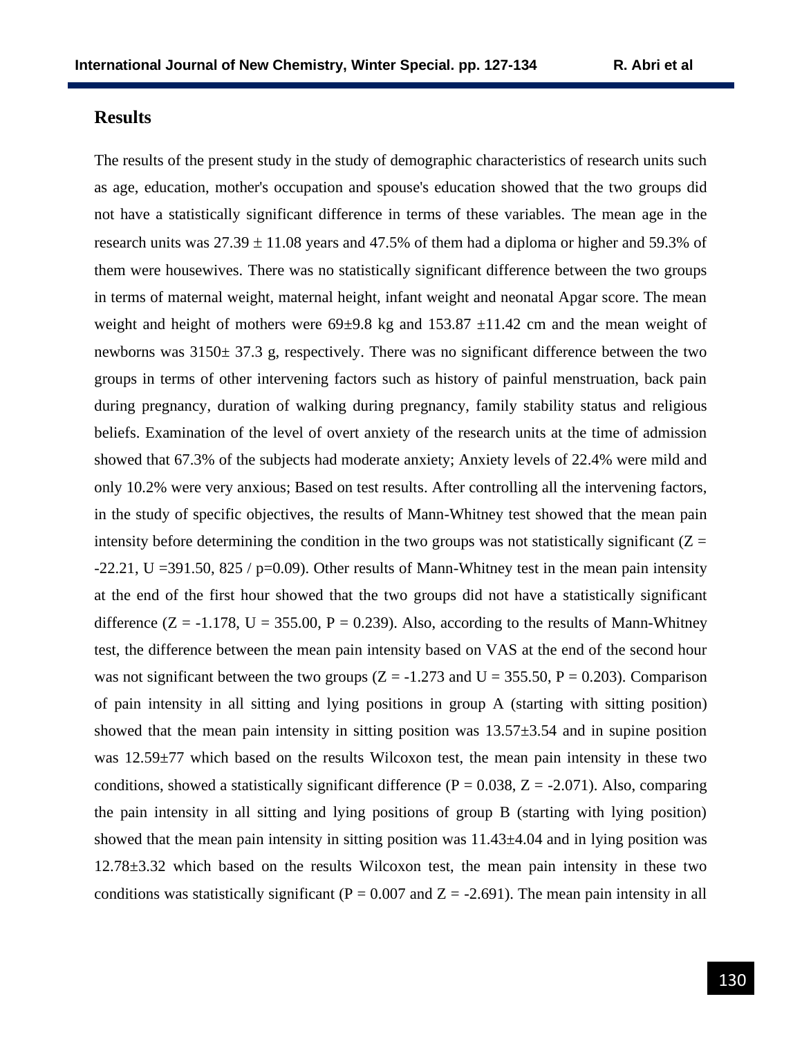## Results

The results of the present study in the study of demographic characteristics of research units such as age, education, mother's occupation and spouse's education showed that the two groups did not have a statistically significant difference in terms of these variables. The mean age in the research units was 27.39 ± 11.08 years and 47.5% of them had a diploma or higher and 59.3% of them were housewives. There was no statistically significant difference between the two groups in terms of maternal weight, maternal height, infant weight and neonatal Apgar score. The mean weight and height of mothers were 69±9.8 kg and 153.87 ±11.42 cm and the mean weight of newborns was 3150± 37.3 g, respectively. There was no significant difference between the two groups in terms of other intervening factors such as history of painful menstruation, back pain during pregnancy, duration of walking during pregnancy, family stability status and religious beliefs. Examination of the level of overt anxiety of the research units at the time of admission showed that 67.3% of the subjects had moderate anxiety; Anxiety levels of 22.4% were mild and only 10.2% were very anxious; Based on test results. After controlling all the intervening factors, in the study of specific objectives, the results of Mann-Whitney test showed that the mean pain intensity before determining the condition in the two groups was not statistically significant ($Z = -22.21$, $U = 391.50$, 825 / $p=0.09$). Other results of Mann-Whitney test in the mean pain intensity at the end of the first hour showed that the two groups did not have a statistically significant difference ($Z = -1.178$, $U = 355.00$, $P = 0.239$). Also, according to the results of Mann-Whitney test, the difference between the mean pain intensity based on VAS at the end of the second hour was not significant between the two groups ($Z = -1.273$ and $U = 355.50$, $P = 0.203$). Comparison of pain intensity in all sitting and lying positions in group A (starting with sitting position) showed that the mean pain intensity in sitting position was 13.57±3.54 and in supine position was 12.59±77 which based on the results Wilcoxon test, the mean pain intensity in these two conditions, showed a statistically significant difference ($P = 0.038$, $Z = -2.071$). Also, comparing the pain intensity in all sitting and lying positions of group B (starting with lying position) showed that the mean pain intensity in sitting position was 11.43±4.04 and in lying position was 12.78±3.32 which based on the results Wilcoxon test, the mean pain intensity in these two conditions was statistically significant ($P = 0.007$ and $Z = -2.691$). The mean pain intensity in all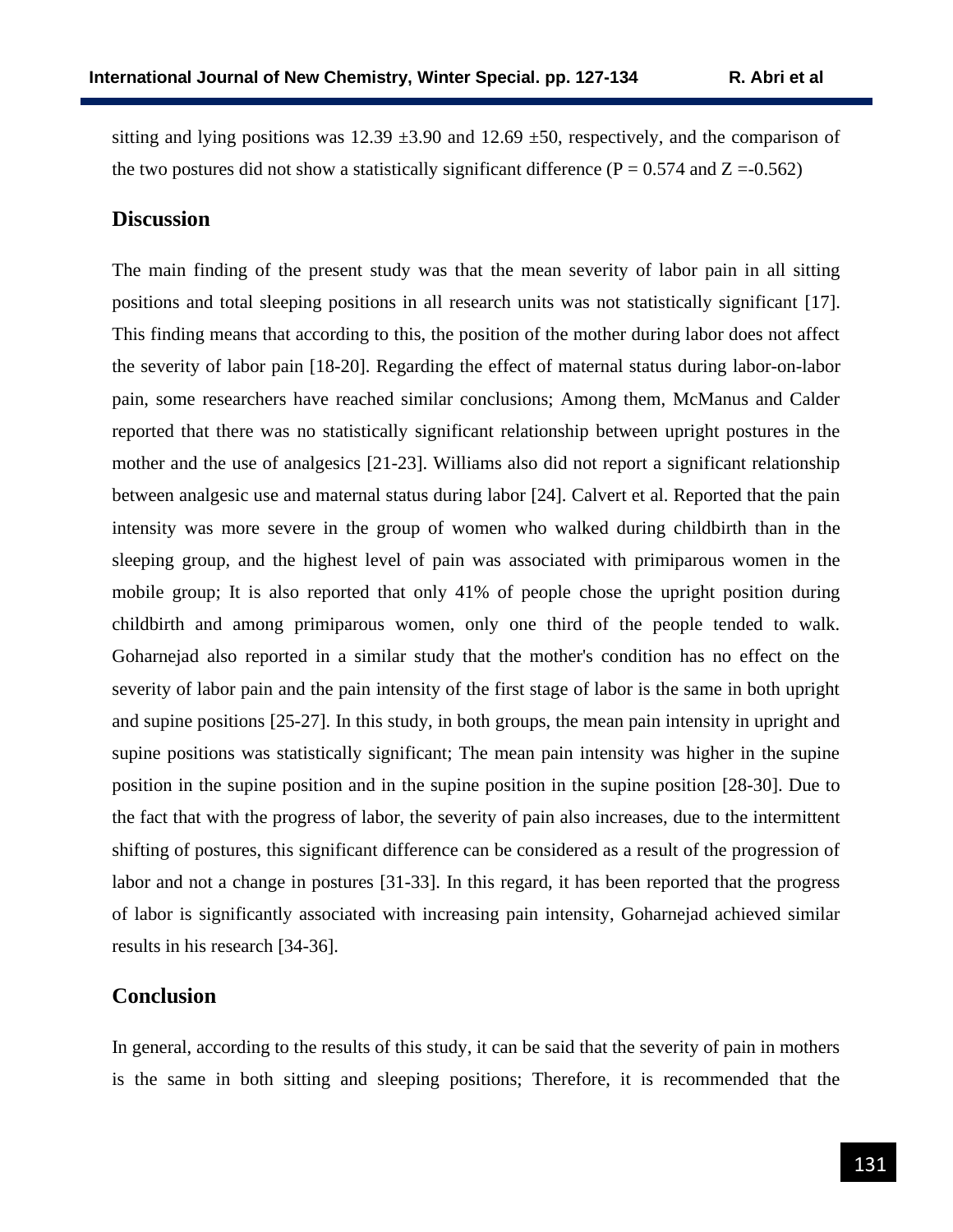sitting and lying positions was 12.39 ±3.90 and 12.69 ±50, respectively, and the comparison of the two postures did not show a statistically significant difference ($P = 0.574$ and $Z = -0.562$)

## Discussion

The main finding of the present study was that the mean severity of labor pain in all sitting positions and total sleeping positions in all research units was not statistically significant [17]. This finding means that according to this, the position of the mother during labor does not affect the severity of labor pain [18-20]. Regarding the effect of maternal status during labor-on-labor pain, some researchers have reached similar conclusions; Among them, McManus and Calder reported that there was no statistically significant relationship between upright postures in the mother and the use of analgesics [21-23]. Williams also did not report a significant relationship between analgesic use and maternal status during labor [24]. Calvert et al. Reported that the pain intensity was more severe in the group of women who walked during childbirth than in the sleeping group, and the highest level of pain was associated with primiparous women in the mobile group; It is also reported that only 41% of people chose the upright position during childbirth and among primiparous women, only one third of the people tended to walk. Goharnejad also reported in a similar study that the mother's condition has no effect on the severity of labor pain and the pain intensity of the first stage of labor is the same in both upright and supine positions [25-27]. In this study, in both groups, the mean pain intensity in upright and supine positions was statistically significant; The mean pain intensity was higher in the supine position in the supine position and in the supine position in the supine position [28-30]. Due to the fact that with the progress of labor, the severity of pain also increases, due to the intermittent shifting of postures, this significant difference can be considered as a result of the progression of labor and not a change in postures [31-33]. In this regard, it has been reported that the progress of labor is significantly associated with increasing pain intensity, Goharnejad achieved similar results in his research [34-36].

## Conclusion

In general, according to the results of this study, it can be said that the severity of pain in mothers is the same in both sitting and sleeping positions; Therefore, it is recommended that the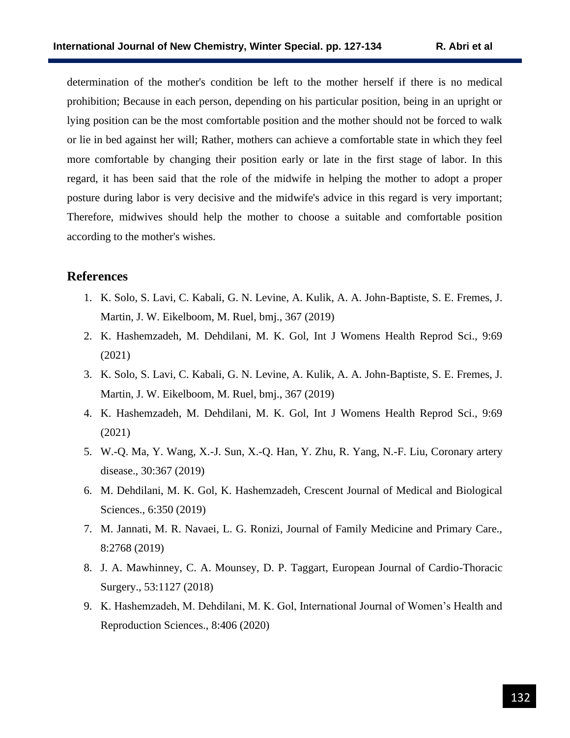determination of the mother's condition be left to the mother herself if there is no medical prohibition; Because in each person, depending on his particular position, being in an upright or lying position can be the most comfortable position and the mother should not be forced to walk or lie in bed against her will; Rather, mothers can achieve a comfortable state in which they feel more comfortable by changing their position early or late in the first stage of labor. In this regard, it has been said that the role of the midwife in helping the mother to adopt a proper posture during labor is very decisive and the midwife's advice in this regard is very important; Therefore, midwives should help the mother to choose a suitable and comfortable position according to the mother's wishes.

## References

1. K. Solo, S. Lavi, C. Kabali, G. N. Levine, A. Kulik, A. A. John-Baptiste, S. E. Fremes, J. Martin, J. W. Eikelboom, M. Ruel, bmj., 367 (2019)
2. K. Hashemzadeh, M. Dehdilani, M. K. Gol, Int J Womens Health Reprod Sci., 9:69 (2021)
3. K. Solo, S. Lavi, C. Kabali, G. N. Levine, A. Kulik, A. A. John-Baptiste, S. E. Fremes, J. Martin, J. W. Eikelboom, M. Ruel, bmj., 367 (2019)
4. K. Hashemzadeh, M. Dehdilani, M. K. Gol, Int J Womens Health Reprod Sci., 9:69 (2021)
5. W.-Q. Ma, Y. Wang, X.-J. Sun, X.-Q. Han, Y. Zhu, R. Yang, N.-F. Liu, Coronary artery disease., 30:367 (2019)
6. M. Dehdilani, M. K. Gol, K. Hashemzadeh, Crescent Journal of Medical and Biological Sciences., 6:350 (2019)
7. M. Jannati, M. R. Navaei, L. G. Ronizi, Journal of Family Medicine and Primary Care., 8:2768 (2019)
8. J. A. Mawhinney, C. A. Mounsey, D. P. Taggart, European Journal of Cardio-Thoracic Surgery., 53:1127 (2018)
9. K. Hashemzadeh, M. Dehdilani, M. K. Gol, International Journal of Women's Health and Reproduction Sciences., 8:406 (2020)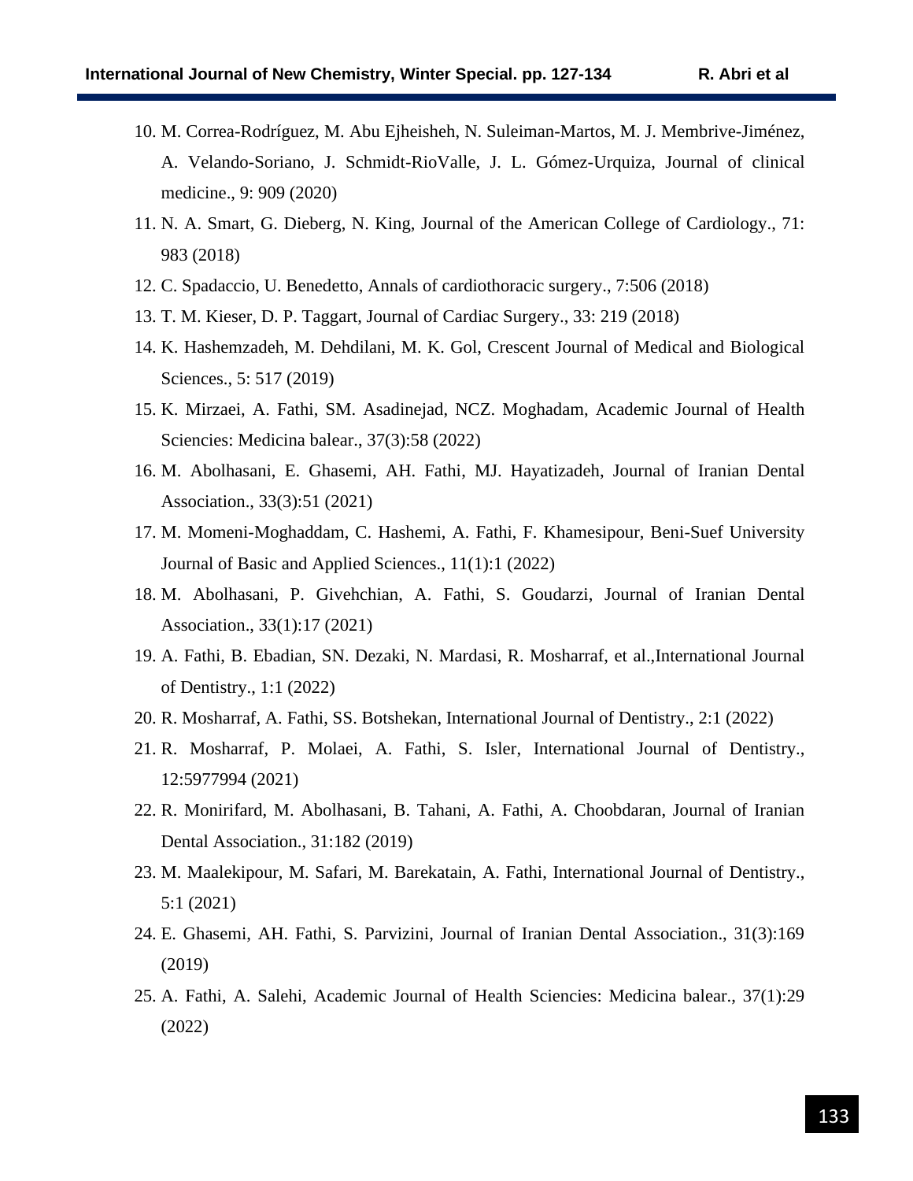10. M. Correa-Rodríguez, M. Abu Ejheisheh, N. Suleiman-Martos, M. J. Membrive-Jiménez, A. Velando-Soriano, J. Schmidt-RioValle, J. L. Gómez-Urquiza, Journal of clinical medicine., 9: 909 (2020)
11. N. A. Smart, G. Dieberg, N. King, Journal of the American College of Cardiology., 71: 983 (2018)
12. C. Spadaccio, U. Benedetto, Annals of cardiothoracic surgery., 7:506 (2018)
13. T. M. Kieser, D. P. Taggart, Journal of Cardiac Surgery., 33: 219 (2018)
14. K. Hashemzadeh, M. Dehdilani, M. K. Gol, Crescent Journal of Medical and Biological Sciences., 5: 517 (2019)
15. K. Mirzaei, A. Fathi, SM. Asadinejad, NCZ. Moghadam, Academic Journal of Health Sciencies: Medicina balear., 37(3):58 (2022)
16. M. Abolhasani, E. Ghasemi, AH. Fathi, MJ. Hayatizadeh, Journal of Iranian Dental Association., 33(3):51 (2021)
17. M. Momeni-Moghaddam, C. Hashemi, A. Fathi, F. Khamesipour, Beni-Suef University Journal of Basic and Applied Sciences., 11(1):1 (2022)
18. M. Abolhasani, P. Givehchian, A. Fathi, S. Goudarzi, Journal of Iranian Dental Association., 33(1):17 (2021)
19. A. Fathi, B. Ebadian, SN. Dezaki, N. Mardasi, R. Mosharraf, et al.,International Journal of Dentistry., 1:1 (2022)
20. R. Mosharraf, A. Fathi, SS. Botshekan, International Journal of Dentistry., 2:1 (2022)
21. R. Mosharraf, P. Molaei, A. Fathi, S. Isler, International Journal of Dentistry., 12:5977994 (2021)
22. R. Monirifard, M. Abolhasani, B. Tahani, A. Fathi, A. Choobdaran, Journal of Iranian Dental Association., 31:182 (2019)
23. M. Maalekipour, M. Safari, M. Barekatain, A. Fathi, International Journal of Dentistry., 5:1 (2021)
24. E. Ghasemi, AH. Fathi, S. Parvizini, Journal of Iranian Dental Association., 31(3):169 (2019)
25. A. Fathi, A. Salehi, Academic Journal of Health Sciencies: Medicina balear., 37(1):29 (2022)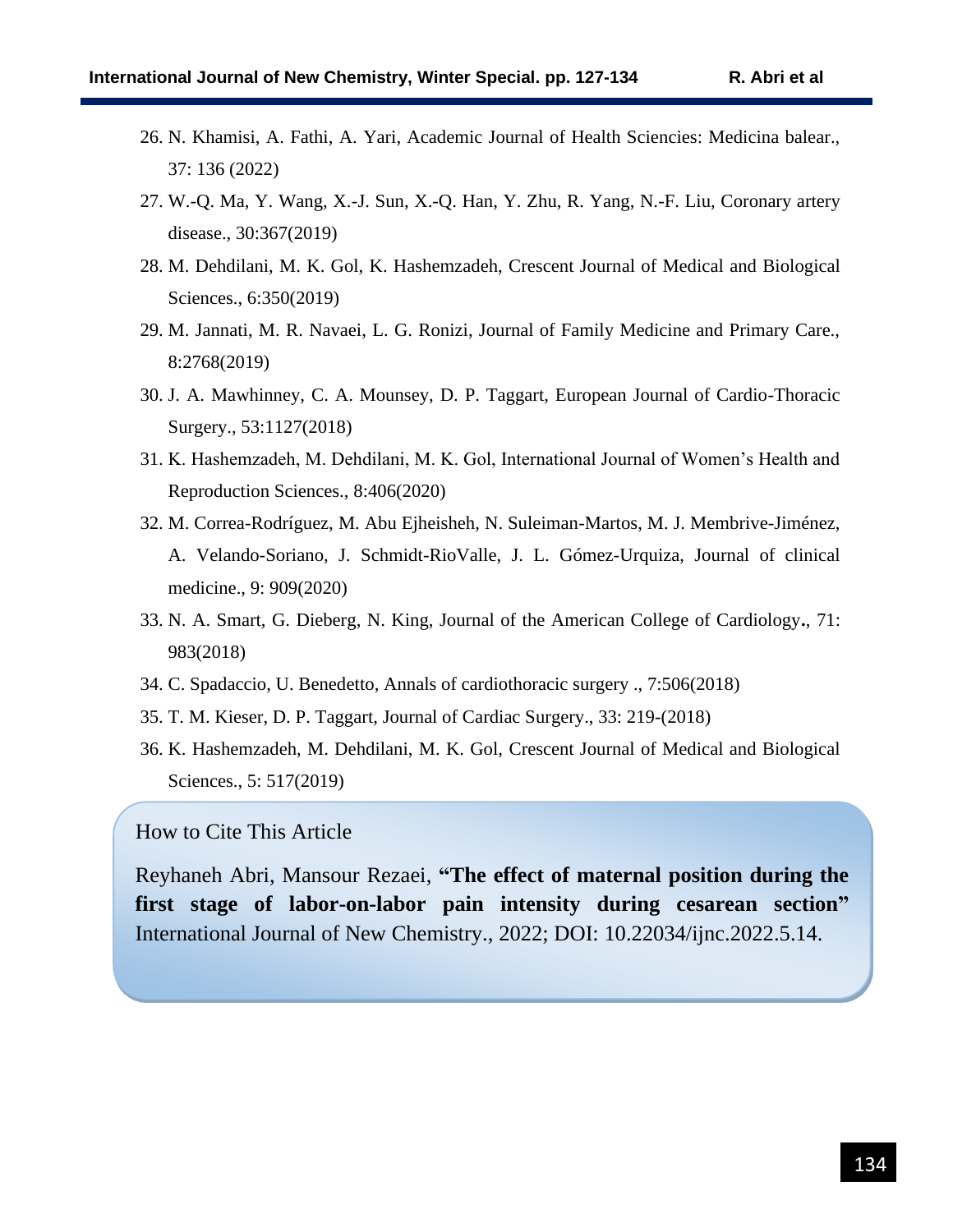26. N. Khamisi, A. Fathi, A. Yari, Academic Journal of Health Sciencies: Medicina balear., 37: 136 (2022)
27. W.-Q. Ma, Y. Wang, X.-J. Sun, X.-Q. Han, Y. Zhu, R. Yang, N.-F. Liu, Coronary artery disease., 30:367(2019)
28. M. Dehdilani, M. K. Gol, K. Hashemzadeh, Crescent Journal of Medical and Biological Sciences., 6:350(2019)
29. M. Jannati, M. R. Navaei, L. G. Ronizi, Journal of Family Medicine and Primary Care., 8:2768(2019)
30. J. A. Mawhinney, C. A. Mounsey, D. P. Taggart, European Journal of Cardio-Thoracic Surgery., 53:1127(2018)
31. K. Hashemzadeh, M. Dehdilani, M. K. Gol, International Journal of Women's Health and Reproduction Sciences., 8:406(2020)
32. M. Correa-Rodríguez, M. Abu Ejheisheh, N. Suleiman-Martos, M. J. Membrive-Jiménez, A. Velando-Soriano, J. Schmidt-RioValle, J. L. Gómez-Urquiza, Journal of clinical medicine., 9: 909(2020)
33. N. A. Smart, G. Dieberg, N. King, Journal of the American College of Cardiology**.**, 71: 983(2018)
34. C. Spadaccio, U. Benedetto, Annals of cardiothoracic surgery ., 7:506(2018)
35. T. M. Kieser, D. P. Taggart, Journal of Cardiac Surgery., 33: 219-(2018)
36. K. Hashemzadeh, M. Dehdilani, M. K. Gol, Crescent Journal of Medical and Biological Sciences., 5: 517(2019)

How to Cite This Article

Reyhaneh Abri, Mansour Rezaei, **"The effect of maternal position during the first stage of labor-on-labor pain intensity during cesarean section"** International Journal of New Chemistry., 2022; DOI: 10.22034/ijnc.2022.5.14.